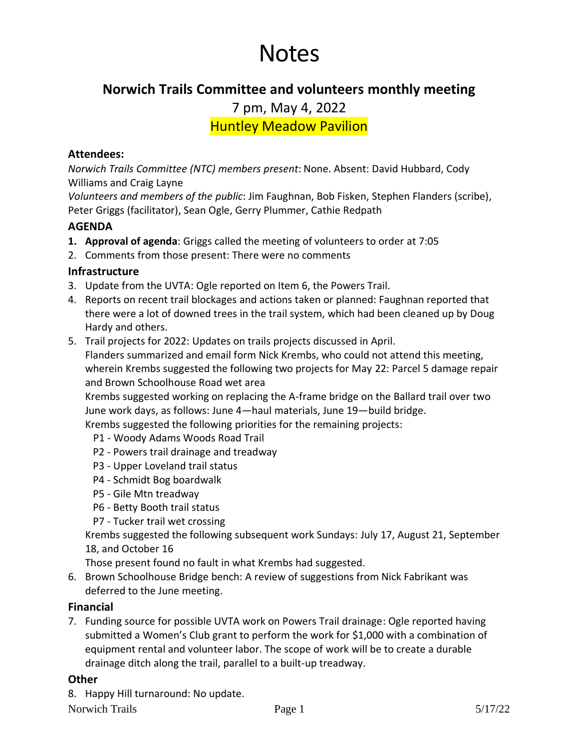# Notes

## Norwich Trails Committee and volunteers monthly meeting

7 pm, May 4, 2022

Huntley Meadow Pavilion

### Attendees:

*Norwich Trails Committee (NTC) members present*: None. Absent: David Hubbard, Cody Williams and Craig Layne

*Volunteers and members of the public*: Jim Faughnan, Bob Fisken, Stephen Flanders (scribe), Peter Griggs (facilitator), Sean Ogle, Gerry Plummer, Cathie Redpath

### AGENDA

1. **Approval of agenda**: Griggs called the meeting of volunteers to order at 7:05
2. Comments from those present: There were no comments

### Infrastructure

3. Update from the UVTA: Ogle reported on Item 6, the Powers Trail.
4. Reports on recent trail blockages and actions taken or planned: Faughnan reported that there were a lot of downed trees in the trail system, which had been cleaned up by Doug Hardy and others.
5. Trail projects for 2022: Updates on trails projects discussed in April.
   Flanders summarized and email form Nick Krembs, who could not attend this meeting, wherein Krembs suggested the following two projects for May 22: Parcel 5 damage repair and Brown Schoolhouse Road wet area
   Krembs suggested working on replacing the A-frame bridge on the Ballard trail over two June work days, as follows: June 4—haul materials, June 19—build bridge.
   Krembs suggested the following priorities for the remaining projects:
   - P1 - Woody Adams Woods Road Trail
   - P2 - Powers trail drainage and treadway
   - P3 - Upper Loveland trail status
   - P4 - Schmidt Bog boardwalk
   - P5 - Gile Mtn treadway
   - P6 - Betty Booth trail status
   - P7 - Tucker trail wet crossing

   Krembs suggested the following subsequent work Sundays: July 17, August 21, September 18, and October 16
   Those present found no fault in what Krembs had suggested.
6. Brown Schoolhouse Bridge bench: A review of suggestions from Nick Fabrikant was deferred to the June meeting.

### Financial

7. Funding source for possible UVTA work on Powers Trail drainage: Ogle reported having submitted a Women's Club grant to perform the work for $1,000 with a combination of equipment rental and volunteer labor. The scope of work will be to create a durable drainage ditch along the trail, parallel to a built-up treadway.

### Other

8. Happy Hill turnaround: No update.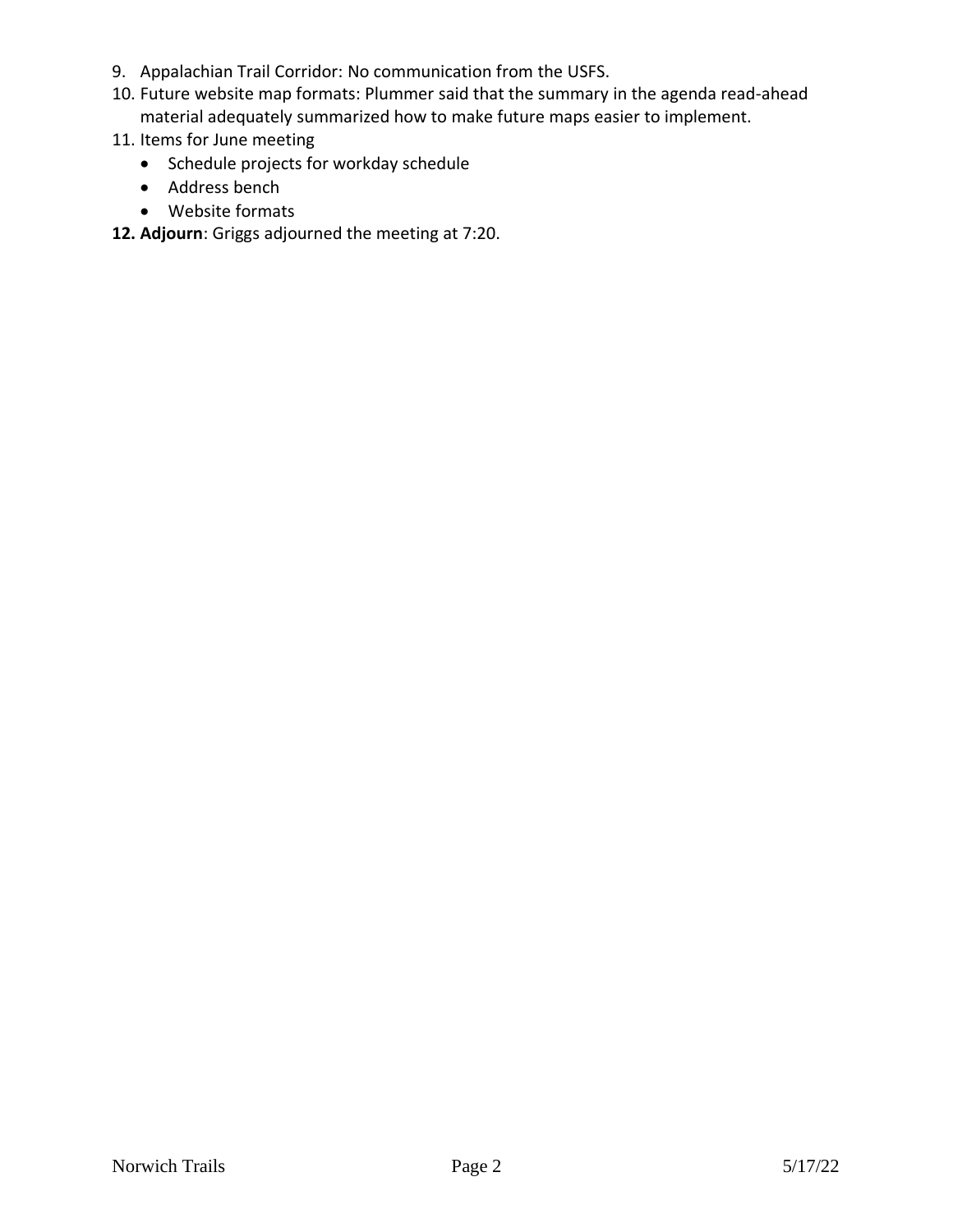9. Appalachian Trail Corridor: No communication from the USFS.
10. Future website map formats: Plummer said that the summary in the agenda read-ahead material adequately summarized how to make future maps easier to implement.
11. Items for June meeting
    - Schedule projects for workday schedule
    - Address bench
    - Website formats

**12. Adjourn**: Griggs adjourned the meeting at 7:20.